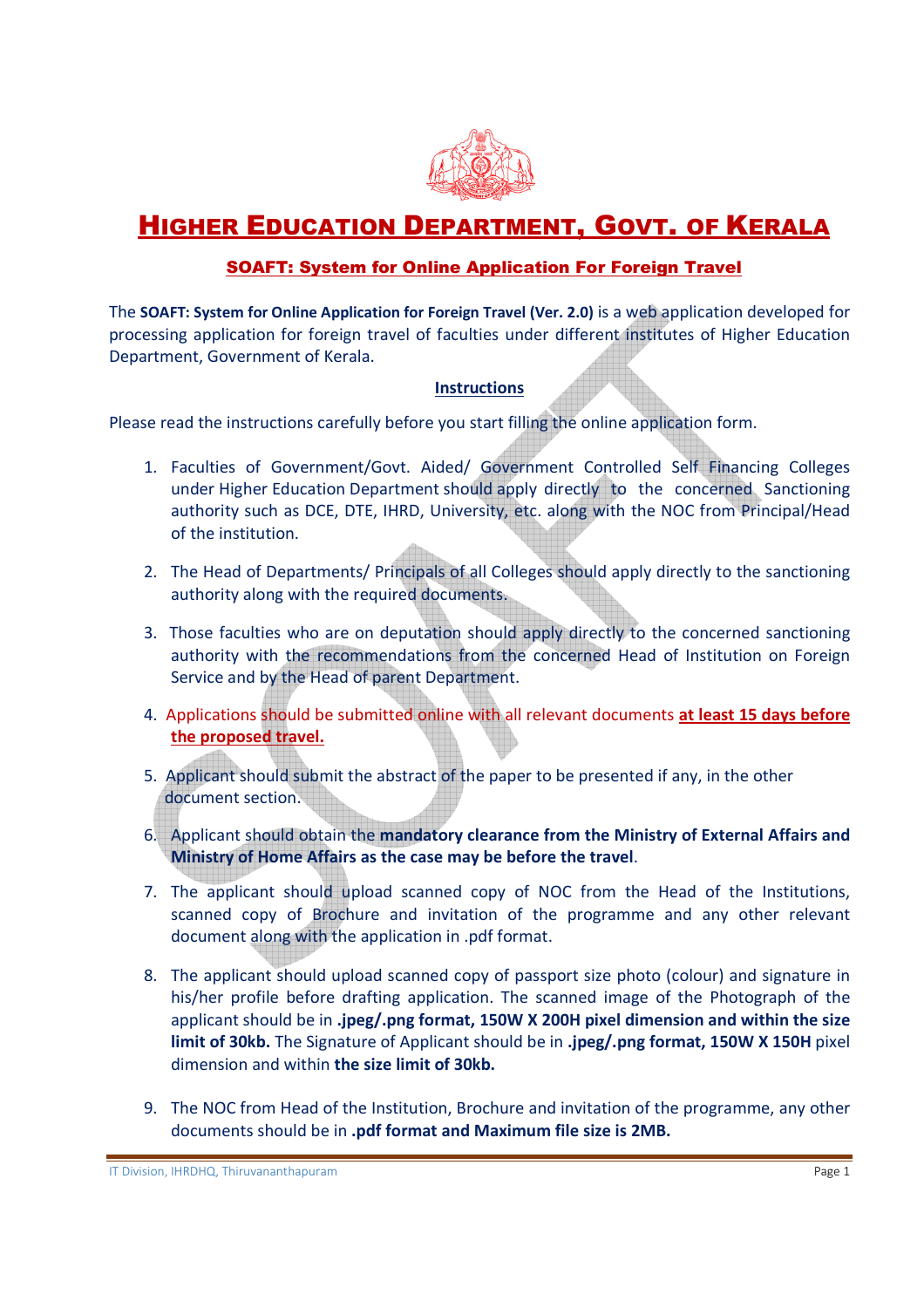# HIGHER EDUCATION DEPARTMENT, GOVT. OF KERALA

## SOAFT: System for Online Application For Foreign Travel

The **SOAFT: System for Online Application for Foreign Travel (Ver. 2.0)** is a web application developed for processing application for foreign travel of faculties under different institutes of Higher Education Department, Government of Kerala.

### Instructions

Please read the instructions carefully before you start filling the online application form.

1. Faculties of Government/Govt. Aided/ Government Controlled Self Financing Colleges under Higher Education Department should apply directly to the concerned Sanctioning authority such as DCE, DTE, IHRD, University, etc. along with the NOC from Principal/Head of the institution.

2. The Head of Departments/ Principals of all Colleges should apply directly to the sanctioning authority along with the required documents.

3. Those faculties who are on deputation should apply directly to the concerned sanctioning authority with the recommendations from the concerned Head of Institution on Foreign Service and by the Head of parent Department.

4. Applications should be submitted online with all relevant documents **at least 15 days before the proposed travel.**

5. Applicant should submit the abstract of the paper to be presented if any, in the other document section.

6. Applicant should obtain the **mandatory clearance from the Ministry of External Affairs and Ministry of Home Affairs as the case may be before the travel**.

7. The applicant should upload scanned copy of NOC from the Head of the Institutions, scanned copy of Brochure and invitation of the programme and any other relevant document along with the application in .pdf format.

8. The applicant should upload scanned copy of passport size photo (colour) and signature in his/her profile before drafting application. The scanned image of the Photograph of the applicant should be in **.jpeg/.png format, 150W X 200H pixel dimension and within the size limit of 30kb.** The Signature of Applicant should be in **.jpeg/.png format, 150W X 150H** pixel dimension and within **the size limit of 30kb.**

9. The NOC from Head of the Institution, Brochure and invitation of the programme, any other documents should be in **.pdf format and Maximum file size is 2MB.**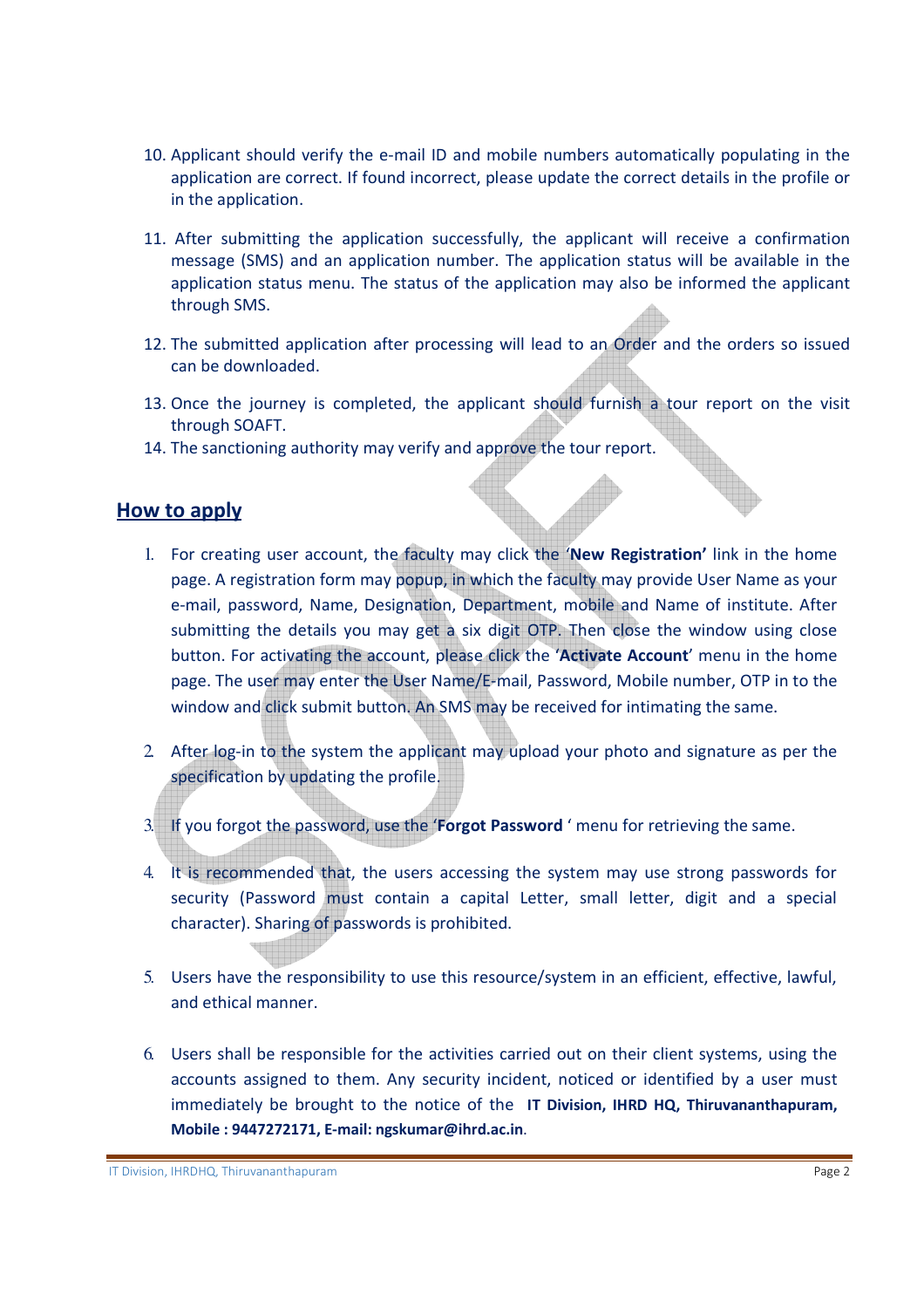10. Applicant should verify the e-mail ID and mobile numbers automatically populating in the application are correct. If found incorrect, please update the correct details in the profile or in the application.

11. After submitting the application successfully, the applicant will receive a confirmation message (SMS) and an application number. The application status will be available in the application status menu. The status of the application may also be informed the applicant through SMS.

12. The submitted application after processing will lead to an Order and the orders so issued can be downloaded.

13. Once the journey is completed, the applicant should furnish a tour report on the visit through SOAFT.
14. The sanctioning authority may verify and approve the tour report.

## How to apply

1. For creating user account, the faculty may click the '**New Registration'** link in the home page. A registration form may popup, in which the faculty may provide User Name as your e-mail, password, Name, Designation, Department, mobile and Name of institute. After submitting the details you may get a six digit OTP. Then close the window using close button. For activating the account, please click the '**Activate Account**' menu in the home page. The user may enter the User Name/E-mail, Password, Mobile number, OTP in to the window and click submit button. An SMS may be received for intimating the same.

2. After log-in to the system the applicant may upload your photo and signature as per the specification by updating the profile.

3. If you forgot the password, use the '**Forgot Password** ' menu for retrieving the same.

4. It is recommended that, the users accessing the system may use strong passwords for security (Password must contain a capital Letter, small letter, digit and a special character). Sharing of passwords is prohibited.

5. Users have the responsibility to use this resource/system in an efficient, effective, lawful, and ethical manner.

6. Users shall be responsible for the activities carried out on their client systems, using the accounts assigned to them. Any security incident, noticed or identified by a user must immediately be brought to the notice of the **IT Division, IHRD HQ, Thiruvananthapuram, Mobile : 9447272171, E-mail: ngskumar@ihrd.ac.in**.